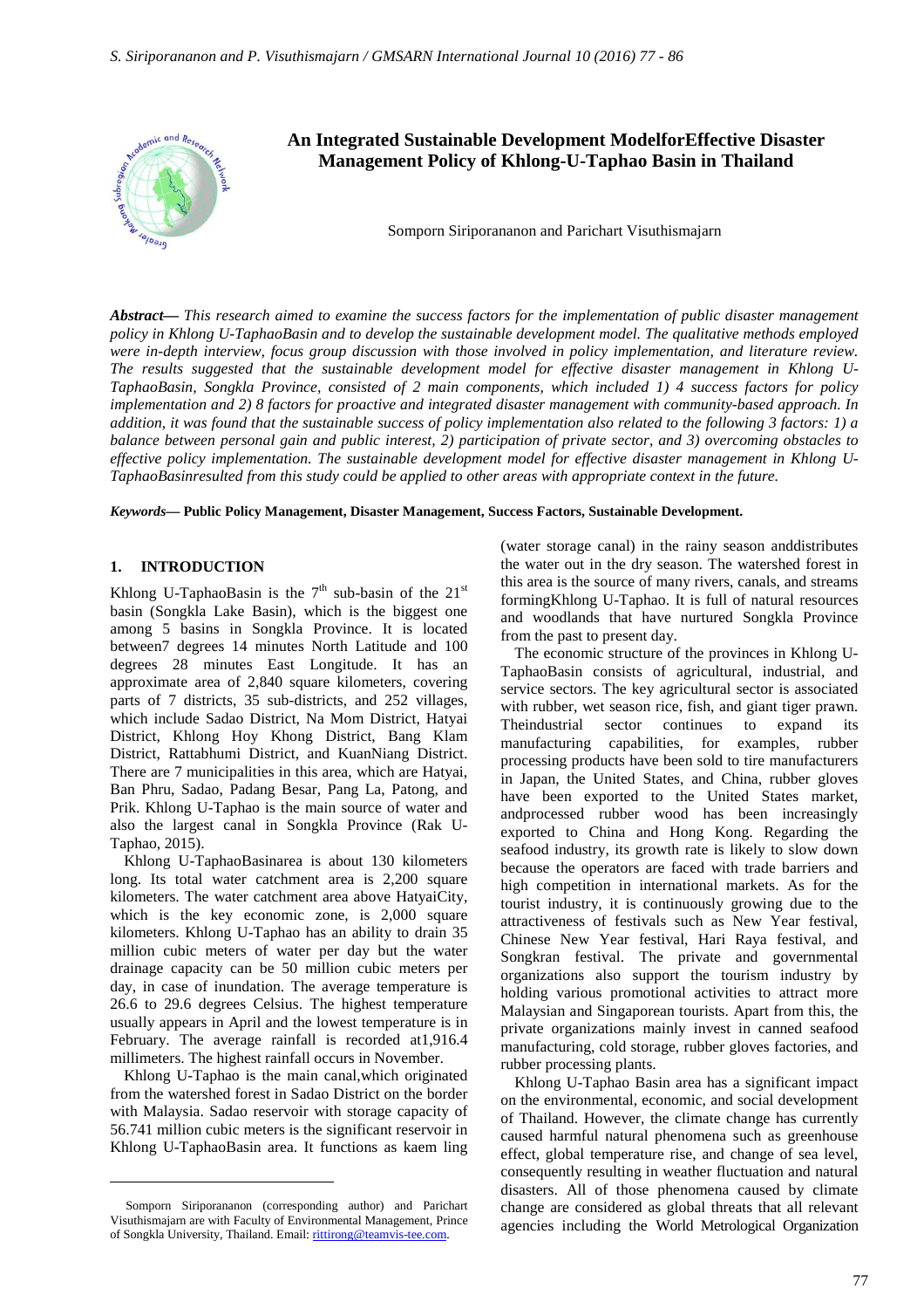# An Integrated Sustainable Development ModelforEffective Disaster Management Policy of Khlong-U-Taphao Basin in Thailand

Somporn Siripornanon and Parichart Visuthismajarn

***Abstract*— *This research aimed to examine the success factors for the implementation of public disaster management policy in Khlong U-TaphaoBasin and to develop the sustainable development model. The qualitative methods employed were in-depth interview, focus group discussion with those involved in policy implementation, and literature review. The results suggested that the sustainable development model for effective disaster management in Khlong U-TaphaoBasin, Songkla Province, consisted of 2 main components, which included 1) 4 success factors for policy implementation and 2) 8 factors for proactive and integrated disaster management with community-based approach. In addition, it was found that the sustainable success of policy implementation also related to the following 3 factors: 1) a balance between personal gain and public interest, 2) participation of private sector, and 3) overcoming obstacles to effective policy implementation. The sustainable development model for effective disaster management in Khlong U-TaphaoBasinresulted from this study could be applied to other areas with appropriate context in the future.***

***Keywords*— Public Policy Management, Disaster Management, Success Factors, Sustainable Development.**

## 1. INTRODUCTION

Khlong U-TaphaoBasin is the 7th sub-basin of the 21st basin (Songkla Lake Basin), which is the biggest one among 5 basins in Songkla Province. It is located between7 degrees 14 minutes North Latitude and 100 degrees 28 minutes East Longitude. It has an approximate area of 2,840 square kilometers, covering parts of 7 districts, 35 sub-districts, and 252 villages, which include Sadao District, Na Mom District, Hatyai District, Khlong Hoy Khong District, Bang Klam District, Rattabhumi District, and KuanNiang District. There are 7 municipalities in this area, which are Hatyai, Ban Phru, Sadao, Padang Besar, Pang La, Patong, and Prik. Khlong U-Taphao is the main source of water and also the largest canal in Songkla Province (Rak U-Taphao, 2015).

Khlong U-TaphaoBasinarea is about 130 kilometers long. Its total water catchment area is 2,200 square kilometers. The water catchment area above HatyaiCity, which is the key economic zone, is 2,000 square kilometers. Khlong U-Taphao has an ability to drain 35 million cubic meters of water per day but the water drainage capacity can be 50 million cubic meters per day, in case of inundation. The average temperature is 26.6 to 29.6 degrees Celsius. The highest temperature usually appears in April and the lowest temperature is in February. The average rainfall is recorded at1,916.4 millimeters. The highest rainfall occurs in November.

Khlong U-Taphao is the main canal,which originated from the watershed forest in Sadao District on the border with Malaysia. Sadao reservoir with storage capacity of 56.741 million cubic meters is the significant reservoir in Khlong U-TaphaoBasin area. It functions as kaem ling (water storage canal) in the rainy season anddistributes the water out in the dry season. The watershed forest in this area is the source of many rivers, canals, and streams formingKhlong U-Taphao. It is full of natural resources and woodlands that have nurtured Songkla Province from the past to present day.

The economic structure of the provinces in Khlong U-TaphaoBasin consists of agricultural, industrial, and service sectors. The key agricultural sector is associated with rubber, wet season rice, fish, and giant tiger prawn. Theindustrial sector continues to expand its manufacturing capabilities, for examples, rubber processing products have been sold to tire manufacturers in Japan, the United States, and China, rubber gloves have been exported to the United States market, andprocessed rubber wood has been increasingly exported to China and Hong Kong. Regarding the seafood industry, its growth rate is likely to slow down because the operators are faced with trade barriers and high competition in international markets. As for the tourist industry, it is continuously growing due to the attractiveness of festivals such as New Year festival, Chinese New Year festival, Hari Raya festival, and Songkran festival. The private and governmental organizations also support the tourism industry by holding various promotional activities to attract more Malaysian and Singaporean tourists. Apart from this, the private organizations mainly invest in canned seafood manufacturing, cold storage, rubber gloves factories, and rubber processing plants.

Khlong U-Taphao Basin area has a significant impact on the environmental, economic, and social development of Thailand. However, the climate change has currently caused harmful natural phenomena such as greenhouse effect, global temperature rise, and change of sea level, consequently resulting in weather fluctuation and natural disasters. All of those phenomena caused by climate change are considered as global threats that all relevant agencies including the World Metrological Organization

---

Somporn Siripornanon (corresponding author) and Parichart Visuthismajarn are with Faculty of Environmental Management, Prince of Songkla University, Thailand. Email: rittirong@teamvis-tee.com.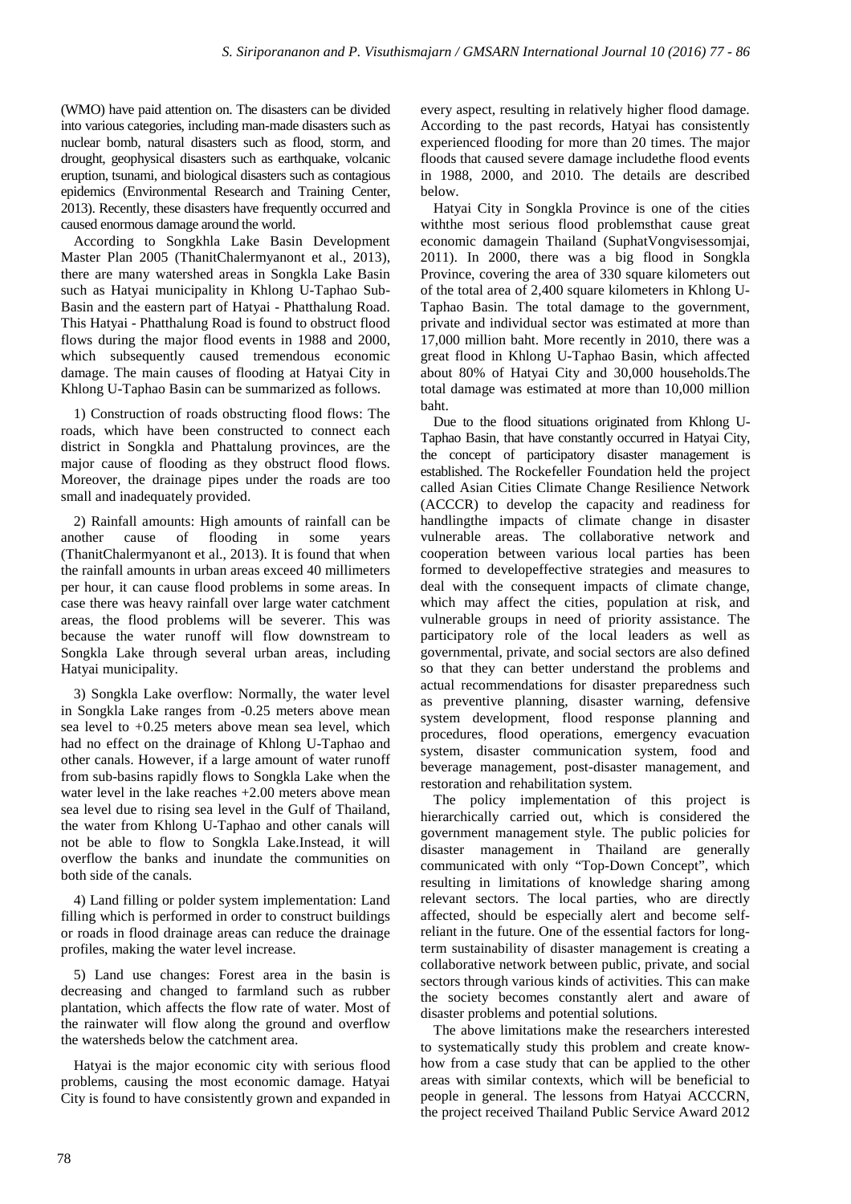(WMO) have paid attention on. The disasters can be divided into various categories, including man-made disasters such as nuclear bomb, natural disasters such as flood, storm, and drought, geophysical disasters such as earthquake, volcanic eruption, tsunami, and biological disasters such as contagious epidemics (Environmental Research and Training Center, 2013). Recently, these disasters have frequently occurred and caused enormous damage around the world.

According to Songkhla Lake Basin Development Master Plan 2005 (ThanitChalermyanont et al., 2013), there are many watershed areas in Songkla Lake Basin such as Hatyai municipality in Khlong U-Taphao Sub-Basin and the eastern part of Hatyai - Phatthalung Road. This Hatyai - Phatthalung Road is found to obstruct flood flows during the major flood events in 1988 and 2000, which subsequently caused tremendous economic damage. The main causes of flooding at Hatyai City in Khlong U-Taphao Basin can be summarized as follows.

1) Construction of roads obstructing flood flows: The roads, which have been constructed to connect each district in Songkla and Phattalung provinces, are the major cause of flooding as they obstruct flood flows. Moreover, the drainage pipes under the roads are too small and inadequately provided.

2) Rainfall amounts: High amounts of rainfall can be another cause of flooding in some years (ThanitChalermyanont et al., 2013). It is found that when the rainfall amounts in urban areas exceed 40 millimeters per hour, it can cause flood problems in some areas. In case there was heavy rainfall over large water catchment areas, the flood problems will be severer. This was because the water runoff will flow downstream to Songkla Lake through several urban areas, including Hatyai municipality.

3) Songkla Lake overflow: Normally, the water level in Songkla Lake ranges from -0.25 meters above mean sea level to +0.25 meters above mean sea level, which had no effect on the drainage of Khlong U-Taphao and other canals. However, if a large amount of water runoff from sub-basins rapidly flows to Songkla Lake when the water level in the lake reaches +2.00 meters above mean sea level due to rising sea level in the Gulf of Thailand, the water from Khlong U-Taphao and other canals will not be able to flow to Songkla Lake.Instead, it will overflow the banks and inundate the communities on both side of the canals.

4) Land filling or polder system implementation: Land filling which is performed in order to construct buildings or roads in flood drainage areas can reduce the drainage profiles, making the water level increase.

5) Land use changes: Forest area in the basin is decreasing and changed to farmland such as rubber plantation, which affects the flow rate of water. Most of the rainwater will flow along the ground and overflow the watersheds below the catchment area.

Hatyai is the major economic city with serious flood problems, causing the most economic damage. Hatyai City is found to have consistently grown and expanded in every aspect, resulting in relatively higher flood damage. According to the past records, Hatyai has consistently experienced flooding for more than 20 times. The major floods that caused severe damage includethe flood events in 1988, 2000, and 2010. The details are described below.

Hatyai City in Songkla Province is one of the cities withthe most serious flood problemsthat cause great economic damagein Thailand (SuphatVongvisessomjai, 2011). In 2000, there was a big flood in Songkla Province, covering the area of 330 square kilometers out of the total area of 2,400 square kilometers in Khlong U-Taphao Basin. The total damage to the government, private and individual sector was estimated at more than 17,000 million baht. More recently in 2010, there was a great flood in Khlong U-Taphao Basin, which affected about 80% of Hatyai City and 30,000 households.The total damage was estimated at more than 10,000 million baht.

Due to the flood situations originated from Khlong U-Taphao Basin, that have constantly occurred in Hatyai City, the concept of participatory disaster management is established. The Rockefeller Foundation held the project called Asian Cities Climate Change Resilience Network (ACCCR) to develop the capacity and readiness for handlingthe impacts of climate change in disaster vulnerable areas. The collaborative network and cooperation between various local parties has been formed to developeffective strategies and measures to deal with the consequent impacts of climate change, which may affect the cities, population at risk, and vulnerable groups in need of priority assistance. The participatory role of the local leaders as well as governmental, private, and social sectors are also defined so that they can better understand the problems and actual recommendations for disaster preparedness such as preventive planning, disaster warning, defensive system development, flood response planning and procedures, flood operations, emergency evacuation system, disaster communication system, food and beverage management, post-disaster management, and restoration and rehabilitation system.

The policy implementation of this project is hierarchically carried out, which is considered the government management style. The public policies for disaster management in Thailand are generally communicated with only "Top-Down Concept", which resulting in limitations of knowledge sharing among relevant sectors. The local parties, who are directly affected, should be especially alert and become self-reliant in the future. One of the essential factors for long-term sustainability of disaster management is creating a collaborative network between public, private, and social sectors through various kinds of activities. This can make the society becomes constantly alert and aware of disaster problems and potential solutions.

The above limitations make the researchers interested to systematically study this problem and create know-how from a case study that can be applied to the other areas with similar contexts, which will be beneficial to people in general. The lessons from Hatyai ACCCRN, the project received Thailand Public Service Award 2012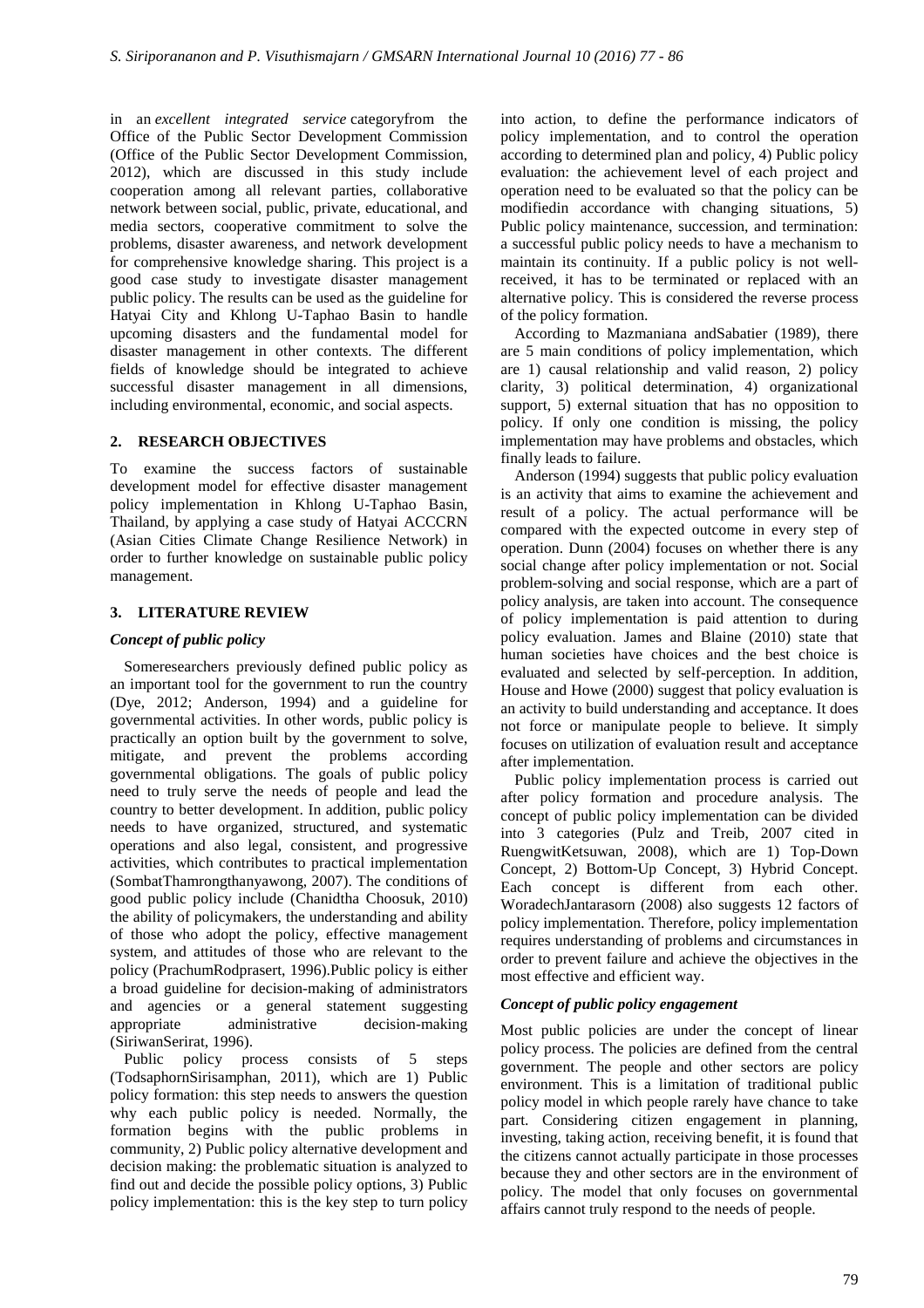in an *excellent integrated service* categoryfrom the Office of the Public Sector Development Commission (Office of the Public Sector Development Commission, 2012), which are discussed in this study include cooperation among all relevant parties, collaborative network between social, public, private, educational, and media sectors, cooperative commitment to solve the problems, disaster awareness, and network development for comprehensive knowledge sharing. This project is a good case study to investigate disaster management public policy. The results can be used as the guideline for Hatyai City and Khlong U-Taphao Basin to handle upcoming disasters and the fundamental model for disaster management in other contexts. The different fields of knowledge should be integrated to achieve successful disaster management in all dimensions, including environmental, economic, and social aspects.

## 2. RESEARCH OBJECTIVES

To examine the success factors of sustainable development model for effective disaster management policy implementation in Khlong U-Taphao Basin, Thailand, by applying a case study of Hatyai ACCCRN (Asian Cities Climate Change Resilience Network) in order to further knowledge on sustainable public policy management.

## 3. LITERATURE REVIEW

### *Concept of public policy*

Someresearchers previously defined public policy as an important tool for the government to run the country (Dye, 2012; Anderson, 1994) and a guideline for governmental activities. In other words, public policy is practically an option built by the government to solve, mitigate, and prevent the problems according governmental obligations. The goals of public policy need to truly serve the needs of people and lead the country to better development. In addition, public policy needs to have organized, structured, and systematic operations and also legal, consistent, and progressive activities, which contributes to practical implementation (SombatThamrongthanyawong, 2007). The conditions of good public policy include (Chanidtha Choosuk, 2010) the ability of policymakers, the understanding and ability of those who adopt the policy, effective management system, and attitudes of those who are relevant to the policy (PrachumRodprasert, 1996).Public policy is either a broad guideline for decision-making of administrators and agencies or a general statement suggesting appropriate administrative decision-making (SiriwanSerirat, 1996).

Public policy process consists of 5 steps (TodsaphornSirisamphan, 2011), which are 1) Public policy formation: this step needs to answers the question why each public policy is needed. Normally, the formation begins with the public problems in community, 2) Public policy alternative development and decision making: the problematic situation is analyzed to find out and decide the possible policy options, 3) Public policy implementation: this is the key step to turn policy into action, to define the performance indicators of policy implementation, and to control the operation according to determined plan and policy, 4) Public policy evaluation: the achievement level of each project and operation need to be evaluated so that the policy can be modifiedin accordance with changing situations, 5) Public policy maintenance, succession, and termination: a successful public policy needs to have a mechanism to maintain its continuity. If a public policy is not well-received, it has to be terminated or replaced with an alternative policy. This is considered the reverse process of the policy formation.

According to Mazmaniana andSabatier (1989), there are 5 main conditions of policy implementation, which are 1) causal relationship and valid reason, 2) policy clarity, 3) political determination, 4) organizational support, 5) external situation that has no opposition to policy. If only one condition is missing, the policy implementation may have problems and obstacles, which finally leads to failure.

Anderson (1994) suggests that public policy evaluation is an activity that aims to examine the achievement and result of a policy. The actual performance will be compared with the expected outcome in every step of operation. Dunn (2004) focuses on whether there is any social change after policy implementation or not. Social problem-solving and social response, which are a part of policy analysis, are taken into account. The consequence of policy implementation is paid attention to during policy evaluation. James and Blaine (2010) state that human societies have choices and the best choice is evaluated and selected by self-perception. In addition, House and Howe (2000) suggest that policy evaluation is an activity to build understanding and acceptance. It does not force or manipulate people to believe. It simply focuses on utilization of evaluation result and acceptance after implementation.

Public policy implementation process is carried out after policy formation and procedure analysis. The concept of public policy implementation can be divided into 3 categories (Pulz and Treib, 2007 cited in RuengwitKetsuwan, 2008), which are 1) Top-Down Concept, 2) Bottom-Up Concept, 3) Hybrid Concept. Each concept is different from each other. WoradechJantarasorn (2008) also suggests 12 factors of policy implementation. Therefore, policy implementation requires understanding of problems and circumstances in order to prevent failure and achieve the objectives in the most effective and efficient way.

### *Concept of public policy engagement*

Most public policies are under the concept of linear policy process. The policies are defined from the central government. The people and other sectors are policy environment. This is a limitation of traditional public policy model in which people rarely have chance to take part. Considering citizen engagement in planning, investing, taking action, receiving benefit, it is found that the citizens cannot actually participate in those processes because they and other sectors are in the environment of policy. The model that only focuses on governmental affairs cannot truly respond to the needs of people.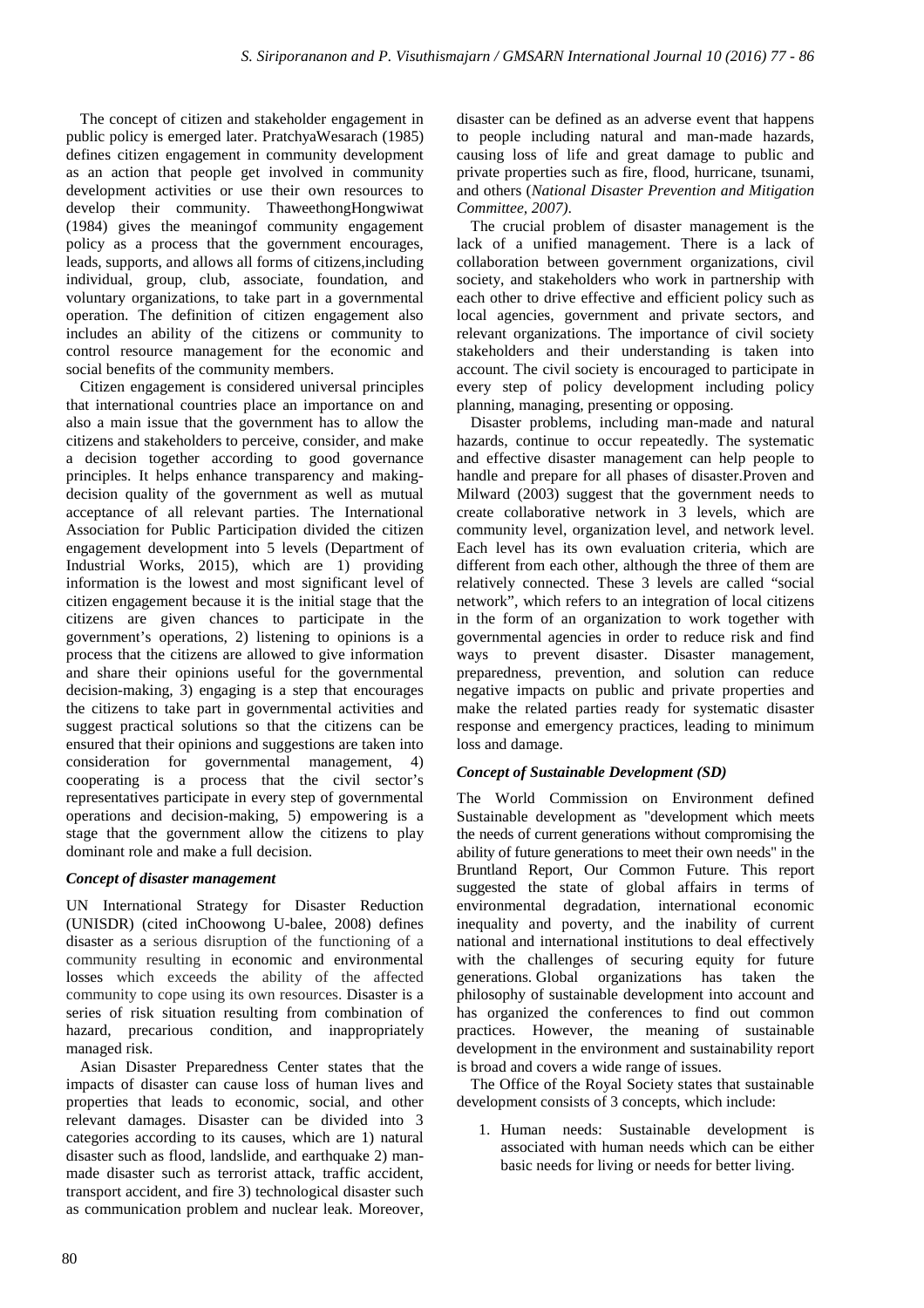The concept of citizen and stakeholder engagement in public policy is emerged later. PratchyaWesarach (1985) defines citizen engagement in community development as an action that people get involved in community development activities or use their own resources to develop their community. ThaweethongHongwiwat (1984) gives the meaningof community engagement policy as a process that the government encourages, leads, supports, and allows all forms of citizens,including individual, group, club, associate, foundation, and voluntary organizations, to take part in a governmental operation. The definition of citizen engagement also includes an ability of the citizens or community to control resource management for the economic and social benefits of the community members.

Citizen engagement is considered universal principles that international countries place an importance on and also a main issue that the government has to allow the citizens and stakeholders to perceive, consider, and make a decision together according to good governance principles. It helps enhance transparency and making-decision quality of the government as well as mutual acceptance of all relevant parties. The International Association for Public Participation divided the citizen engagement development into 5 levels (Department of Industrial Works, 2015), which are 1) providing information is the lowest and most significant level of citizen engagement because it is the initial stage that the citizens are given chances to participate in the government's operations, 2) listening to opinions is a process that the citizens are allowed to give information and share their opinions useful for the governmental decision-making, 3) engaging is a step that encourages the citizens to take part in governmental activities and suggest practical solutions so that the citizens can be ensured that their opinions and suggestions are taken into consideration for governmental management, 4) cooperating is a process that the civil sector's representatives participate in every step of governmental operations and decision-making, 5) empowering is a stage that the government allow the citizens to play dominant role and make a full decision.

### *Concept of disaster management*

UN International Strategy for Disaster Reduction (UNISDR) (cited inChoowong U-balee, 2008) defines disaster as a serious disruption of the functioning of a community resulting in economic and environmental losses which exceeds the ability of the affected community to cope using its own resources. Disaster is a series of risk situation resulting from combination of hazard, precarious condition, and inappropriately managed risk.

Asian Disaster Preparedness Center states that the impacts of disaster can cause loss of human lives and properties that leads to economic, social, and other relevant damages. Disaster can be divided into 3 categories according to its causes, which are 1) natural disaster such as flood, landslide, and earthquake 2) man-made disaster such as terrorist attack, traffic accident, transport accident, and fire 3) technological disaster such as communication problem and nuclear leak. Moreover, disaster can be defined as an adverse event that happens to people including natural and man-made hazards, causing loss of life and great damage to public and private properties such as fire, flood, hurricane, tsunami, and others (*National Disaster Prevention and Mitigation Committee, 2007)*.

The crucial problem of disaster management is the lack of a unified management. There is a lack of collaboration between government organizations, civil society, and stakeholders who work in partnership with each other to drive effective and efficient policy such as local agencies, government and private sectors, and relevant organizations. The importance of civil society stakeholders and their understanding is taken into account. The civil society is encouraged to participate in every step of policy development including policy planning, managing, presenting or opposing.

Disaster problems, including man-made and natural hazards, continue to occur repeatedly. The systematic and effective disaster management can help people to handle and prepare for all phases of disaster.Proven and Milward (2003) suggest that the government needs to create collaborative network in 3 levels, which are community level, organization level, and network level. Each level has its own evaluation criteria, which are different from each other, although the three of them are relatively connected. These 3 levels are called "social network", which refers to an integration of local citizens in the form of an organization to work together with governmental agencies in order to reduce risk and find ways to prevent disaster. Disaster management, preparedness, prevention, and solution can reduce negative impacts on public and private properties and make the related parties ready for systematic disaster response and emergency practices, leading to minimum loss and damage.

### *Concept of Sustainable Development (SD)*

The World Commission on Environment defined Sustainable development as "development which meets the needs of current generations without compromising the ability of future generations to meet their own needs" in the Bruntland Report, Our Common Future. This report suggested the state of global affairs in terms of environmental degradation, international economic inequality and poverty, and the inability of current national and international institutions to deal effectively with the challenges of securing equity for future generations. Global organizations has taken the philosophy of sustainable development into account and has organized the conferences to find out common practices. However, the meaning of sustainable development in the environment and sustainability report is broad and covers a wide range of issues.

The Office of the Royal Society states that sustainable development consists of 3 concepts, which include:

1. Human needs: Sustainable development is associated with human needs which can be either basic needs for living or needs for better living.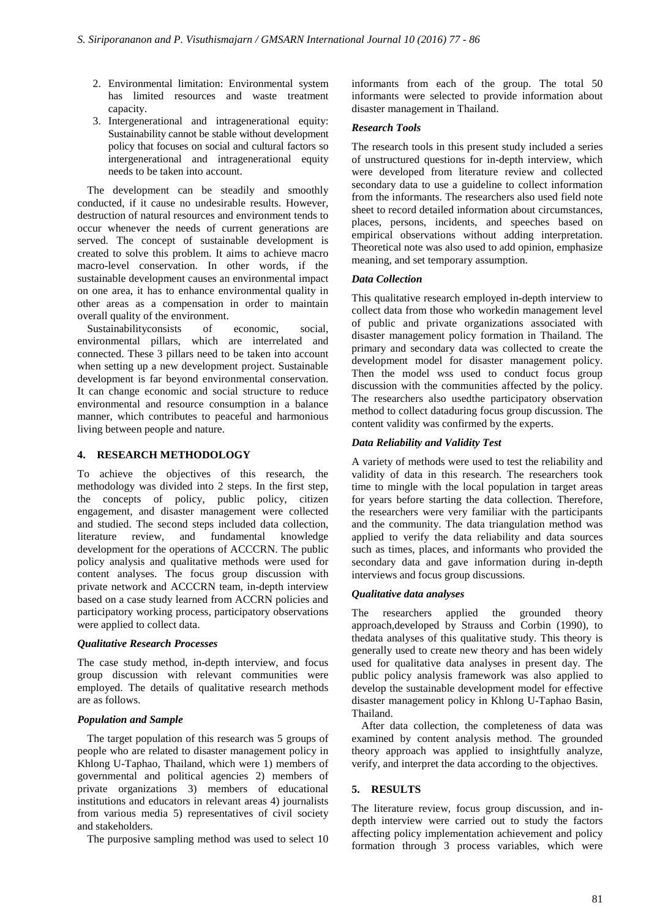2. Environmental limitation: Environmental system has limited resources and waste treatment capacity.
3. Intergenerational and intragenerational equity: Sustainability cannot be stable without development policy that focuses on social and cultural factors so intergenerational and intragenerational equity needs to be taken into account.

The development can be steadily and smoothly conducted, if it cause no undesirable results. However, destruction of natural resources and environment tends to occur whenever the needs of current generations are served. The concept of sustainable development is created to solve this problem. It aims to achieve macro macro-level conservation. In other words, if the sustainable development causes an environmental impact on one area, it has to enhance environmental quality in other areas as a compensation in order to maintain overall quality of the environment.

Sustainabilityconsists of economic, social, environmental pillars, which are interrelated and connected. These 3 pillars need to be taken into account when setting up a new development project. Sustainable development is far beyond environmental conservation. It can change economic and social structure to reduce environmental and resource consumption in a balance manner, which contributes to peaceful and harmonious living between people and nature.

## 4. RESEARCH METHODOLOGY

To achieve the objectives of this research, the methodology was divided into 2 steps. In the first step, the concepts of policy, public policy, citizen engagement, and disaster management were collected and studied. The second steps included data collection, literature review, and fundamental knowledge development for the operations of ACCCRN. The public policy analysis and qualitative methods were used for content analyses. The focus group discussion with private network and ACCCRN team, in-depth interview based on a case study learned from ACCRN policies and participatory working process, participatory observations were applied to collect data.

### *Qualitative Research Processes*

The case study method, in-depth interview, and focus group discussion with relevant communities were employed. The details of qualitative research methods are as follows.

### *Population and Sample*

The target population of this research was 5 groups of people who are related to disaster management policy in Khlong U-Taphao, Thailand, which were 1) members of governmental and political agencies 2) members of private organizations 3) members of educational institutions and educators in relevant areas 4) journalists from various media 5) representatives of civil society and stakeholders.

The purposive sampling method was used to select 10 informants from each of the group. The total 50 informants were selected to provide information about disaster management in Thailand.

### *Research Tools*

The research tools in this present study included a series of unstructured questions for in-depth interview, which were developed from literature review and collected secondary data to use a guideline to collect information from the informants. The researchers also used field note sheet to record detailed information about circumstances, places, persons, incidents, and speeches based on empirical observations without adding interpretation. Theoretical note was also used to add opinion, emphasize meaning, and set temporary assumption.

### *Data Collection*

This qualitative research employed in-depth interview to collect data from those who workedin management level of public and private organizations associated with disaster management policy formation in Thailand. The primary and secondary data was collected to create the development model for disaster management policy. Then the model wss used to conduct focus group discussion with the communities affected by the policy. The researchers also usedthe participatory observation method to collect dataduring focus group discussion. The content validity was confirmed by the experts.

### *Data Reliability and Validity Test*

A variety of methods were used to test the reliability and validity of data in this research. The researchers took time to mingle with the local population in target areas for years before starting the data collection. Therefore, the researchers were very familiar with the participants and the community. The data triangulation method was applied to verify the data reliability and data sources such as times, places, and informants who provided the secondary data and gave information during in-depth interviews and focus group discussions.

### *Qualitative data analyses*

The researchers applied the grounded theory approach,developed by Strauss and Corbin (1990), to thedata analyses of this qualitative study. This theory is generally used to create new theory and has been widely used for qualitative data analyses in present day. The public policy analysis framework was also applied to develop the sustainable development model for effective disaster management policy in Khlong U-Taphao Basin, Thailand.

After data collection, the completeness of data was examined by content analysis method. The grounded theory approach was applied to insightfully analyze, verify, and interpret the data according to the objectives.

## 5. RESULTS

The literature review, focus group discussion, and in-depth interview were carried out to study the factors affecting policy implementation achievement and policy formation through 3 process variables, which were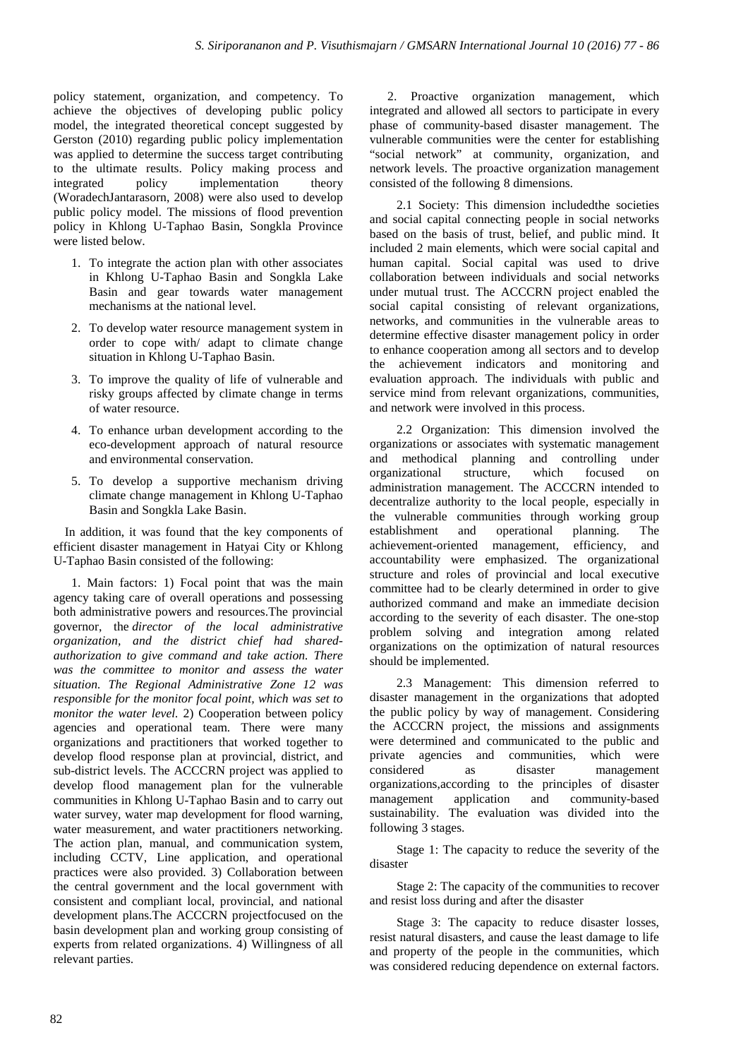policy statement, organization, and competency. To achieve the objectives of developing public policy model, the integrated theoretical concept suggested by Gerston (2010) regarding public policy implementation was applied to determine the success target contributing to the ultimate results. Policy making process and integrated policy implementation theory (WoradechJantarasorn, 2008) were also used to develop public policy model. The missions of flood prevention policy in Khlong U-Taphao Basin, Songkla Province were listed below.

1. To integrate the action plan with other associates in Khlong U-Taphao Basin and Songkla Lake Basin and gear towards water management mechanisms at the national level.
2. To develop water resource management system in order to cope with/ adapt to climate change situation in Khlong U-Taphao Basin.
3. To improve the quality of life of vulnerable and risky groups affected by climate change in terms of water resource.
4. To enhance urban development according to the eco-development approach of natural resource and environmental conservation.
5. To develop a supportive mechanism driving climate change management in Khlong U-Taphao Basin and Songkla Lake Basin.

In addition, it was found that the key components of efficient disaster management in Hatyai City or Khlong U-Taphao Basin consisted of the following:

1. Main factors: 1) Focal point that was the main agency taking care of overall operations and possessing both administrative powers and resources.The provincial governor, the *director of the local administrative organization, and the district chief had shared-authorization to give command and take action. There was the committee to monitor and assess the water situation. The Regional Administrative Zone 12 was responsible for the monitor focal point, which was set to monitor the water level.* 2) Cooperation between policy agencies and operational team. There were many organizations and practitioners that worked together to develop flood response plan at provincial, district, and sub-district levels. The ACCCRN project was applied to develop flood management plan for the vulnerable communities in Khlong U-Taphao Basin and to carry out water survey, water map development for flood warning, water measurement, and water practitioners networking. The action plan, manual, and communication system, including CCTV, Line application, and operational practices were also provided. 3) Collaboration between the central government and the local government with consistent and compliant local, provincial, and national development plans.The ACCCRN projectfocused on the basin development plan and working group consisting of experts from related organizations. 4) Willingness of all relevant parties.

2. Proactive organization management, which integrated and allowed all sectors to participate in every phase of community-based disaster management. The vulnerable communities were the center for establishing "social network" at community, organization, and network levels. The proactive organization management consisted of the following 8 dimensions.

2.1 Society: This dimension includedthe societies and social capital connecting people in social networks based on the basis of trust, belief, and public mind. It included 2 main elements, which were social capital and human capital. Social capital was used to drive collaboration between individuals and social networks under mutual trust. The ACCCRN project enabled the social capital consisting of relevant organizations, networks, and communities in the vulnerable areas to determine effective disaster management policy in order to enhance cooperation among all sectors and to develop the achievement indicators and monitoring and evaluation approach. The individuals with public and service mind from relevant organizations, communities, and network were involved in this process.

2.2 Organization: This dimension involved the organizations or associates with systematic management and methodical planning and controlling under organizational structure, which focused on administration management. The ACCCRN intended to decentralize authority to the local people, especially in the vulnerable communities through working group establishment and operational planning. The achievement-oriented management, efficiency, and accountability were emphasized. The organizational structure and roles of provincial and local executive committee had to be clearly determined in order to give authorized command and make an immediate decision according to the severity of each disaster. The one-stop problem solving and integration among related organizations on the optimization of natural resources should be implemented.

2.3 Management: This dimension referred to disaster management in the organizations that adopted the public policy by way of management. Considering the ACCCRN project, the missions and assignments were determined and communicated to the public and private agencies and communities, which were considered as disaster management organizations,according to the principles of disaster management application and community-based sustainability. The evaluation was divided into the following 3 stages.

Stage 1: The capacity to reduce the severity of the disaster

Stage 2: The capacity of the communities to recover and resist loss during and after the disaster

Stage 3: The capacity to reduce disaster losses, resist natural disasters, and cause the least damage to life and property of the people in the communities, which was considered reducing dependence on external factors.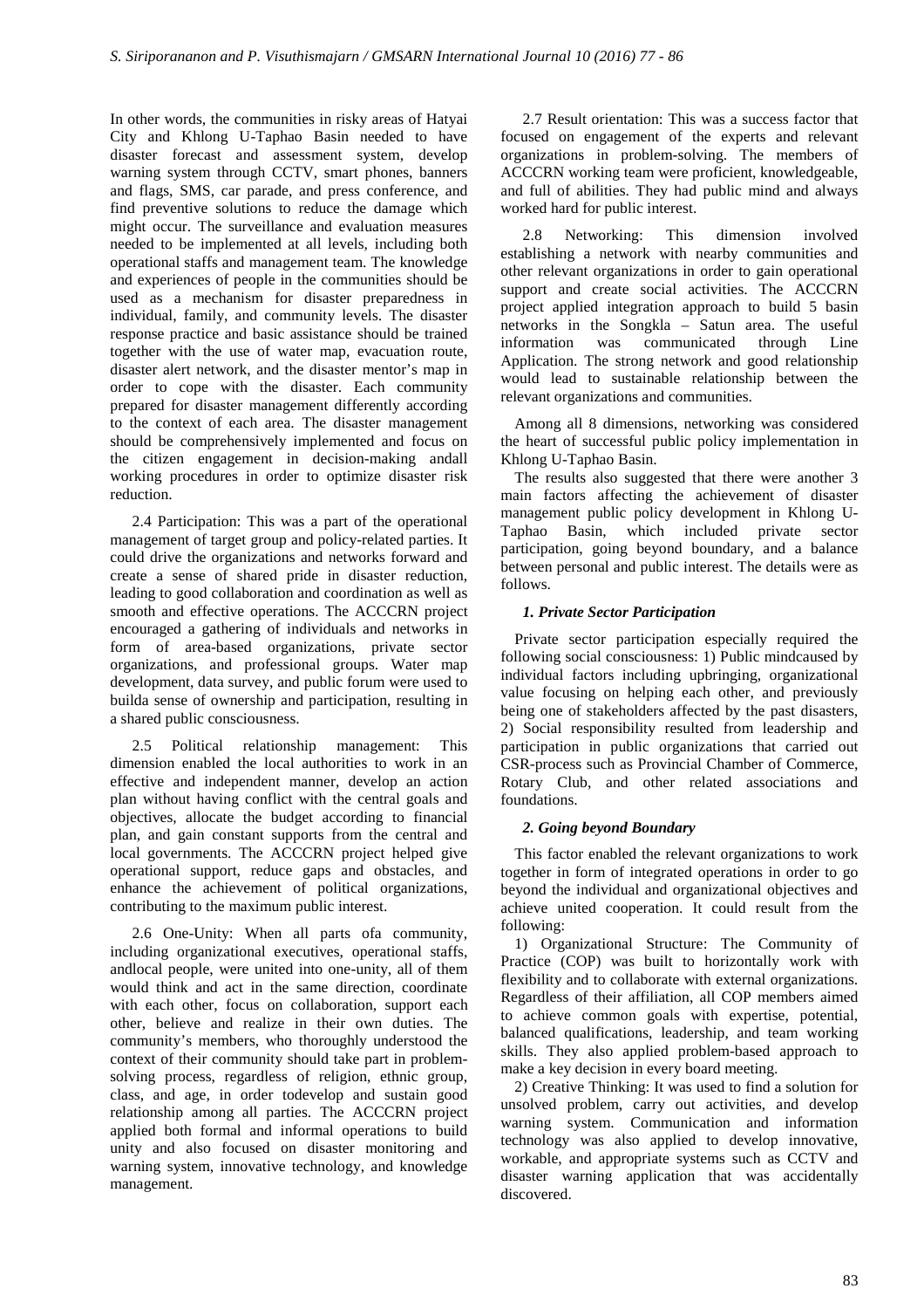In other words, the communities in risky areas of Hatyai City and Khlong U-Taphao Basin needed to have disaster forecast and assessment system, develop warning system through CCTV, smart phones, banners and flags, SMS, car parade, and press conference, and find preventive solutions to reduce the damage which might occur. The surveillance and evaluation measures needed to be implemented at all levels, including both operational staffs and management team. The knowledge and experiences of people in the communities should be used as a mechanism for disaster preparedness in individual, family, and community levels. The disaster response practice and basic assistance should be trained together with the use of water map, evacuation route, disaster alert network, and the disaster mentor's map in order to cope with the disaster. Each community prepared for disaster management differently according to the context of each area. The disaster management should be comprehensively implemented and focus on the citizen engagement in decision-making andall working procedures in order to optimize disaster risk reduction.

2.4 Participation: This was a part of the operational management of target group and policy-related parties. It could drive the organizations and networks forward and create a sense of shared pride in disaster reduction, leading to good collaboration and coordination as well as smooth and effective operations. The ACCCRN project encouraged a gathering of individuals and networks in form of area-based organizations, private sector organizations, and professional groups. Water map development, data survey, and public forum were used to builda sense of ownership and participation, resulting in a shared public consciousness.

2.5 Political relationship management: This dimension enabled the local authorities to work in an effective and independent manner, develop an action plan without having conflict with the central goals and objectives, allocate the budget according to financial plan, and gain constant supports from the central and local governments. The ACCCRN project helped give operational support, reduce gaps and obstacles, and enhance the achievement of political organizations, contributing to the maximum public interest.

2.6 One-Unity: When all parts ofa community, including organizational executives, operational staffs, andlocal people, were united into one-unity, all of them would think and act in the same direction, coordinate with each other, focus on collaboration, support each other, believe and realize in their own duties. The community's members, who thoroughly understood the context of their community should take part in problem-solving process, regardless of religion, ethnic group, class, and age, in order todevelop and sustain good relationship among all parties. The ACCCRN project applied both formal and informal operations to build unity and also focused on disaster monitoring and warning system, innovative technology, and knowledge management.

2.7 Result orientation: This was a success factor that focused on engagement of the experts and relevant organizations in problem-solving. The members of ACCCRN working team were proficient, knowledgeable, and full of abilities. They had public mind and always worked hard for public interest.

2.8 Networking: This dimension involved establishing a network with nearby communities and other relevant organizations in order to gain operational support and create social activities. The ACCCRN project applied integration approach to build 5 basin networks in the Songkla – Satun area. The useful information was communicated through Line Application. The strong network and good relationship would lead to sustainable relationship between the relevant organizations and communities.

Among all 8 dimensions, networking was considered the heart of successful public policy implementation in Khlong U-Taphao Basin.

The results also suggested that there were another 3 main factors affecting the achievement of disaster management public policy development in Khlong U-Taphao Basin, which included private sector participation, going beyond boundary, and a balance between personal and public interest. The details were as follows.

### *1. Private Sector Participation*

Private sector participation especially required the following social consciousness: 1) Public mindcaused by individual factors including upbringing, organizational value focusing on helping each other, and previously being one of stakeholders affected by the past disasters, 2) Social responsibility resulted from leadership and participation in public organizations that carried out CSR-process such as Provincial Chamber of Commerce, Rotary Club, and other related associations and foundations.

### *2. Going beyond Boundary*

This factor enabled the relevant organizations to work together in form of integrated operations in order to go beyond the individual and organizational objectives and achieve united cooperation. It could result from the following:

1) Organizational Structure: The Community of Practice (COP) was built to horizontally work with flexibility and to collaborate with external organizations. Regardless of their affiliation, all COP members aimed to achieve common goals with expertise, potential, balanced qualifications, leadership, and team working skills. They also applied problem-based approach to make a key decision in every board meeting.

2) Creative Thinking: It was used to find a solution for unsolved problem, carry out activities, and develop warning system. Communication and information technology was also applied to develop innovative, workable, and appropriate systems such as CCTV and disaster warning application that was accidentally discovered.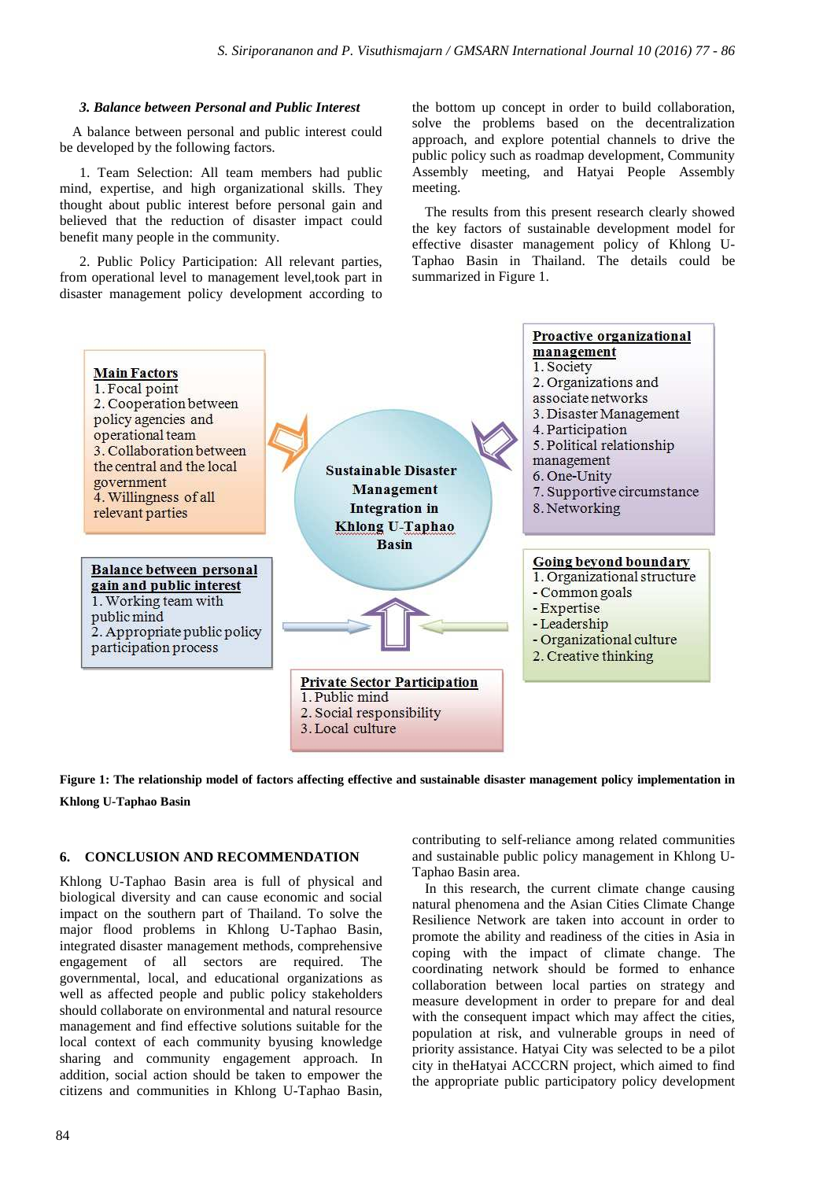***3. Balance between Personal and Public Interest***

A balance between personal and public interest could be developed by the following factors.

1. Team Selection: All team members had public mind, expertise, and high organizational skills. They thought about public interest before personal gain and believed that the reduction of disaster impact could benefit many people in the community.

2. Public Policy Participation: All relevant parties, from operational level to management level,took part in disaster management policy development according to the bottom up concept in order to build collaboration, solve the problems based on the decentralization approach, and explore potential channels to drive the public policy such as roadmap development, Community Assembly meeting, and Hatyai People Assembly meeting.

The results from this present research clearly showed the key factors of sustainable development model for effective disaster management policy of Khlong U-Taphao Basin in Thailand. The details could be summarized in Figure 1.

**Main Factors**
1. Focal point
2. Cooperation between policy agencies and operational team
3. Collaboration between the central and the local government
4. Willingness of all relevant parties

**Proactive organizational management**
1. Society
2. Organizations and associate networks
3. Disaster Management
4. Participation
5. Political relationship management
6. One-Unity
7. Supportive circumstance
8. Networking

**Sustainable Disaster Management Integration in Khlong U-Taphao Basin**

**Balance between personal gain and public interest**
1. Working team with public mind
2. Appropriate public policy participation process

**Going beyond boundary**
1. Organizational structure
- Common goals
- Expertise
- Leadership
- Organizational culture
2. Creative thinking

**Private Sector Participation**
1. Public mind
2. Social responsibility
3. Local culture

**Figure 1: The relationship model of factors affecting effective and sustainable disaster management policy implementation in Khlong U-Taphao Basin**

## 6. CONCLUSION AND RECOMMENDATION

Khlong U-Taphao Basin area is full of physical and biological diversity and can cause economic and social impact on the southern part of Thailand. To solve the major flood problems in Khlong U-Taphao Basin, integrated disaster management methods, comprehensive engagement of all sectors are required. The governmental, local, and educational organizations as well as affected people and public policy stakeholders should collaborate on environmental and natural resource management and find effective solutions suitable for the local context of each community byusing knowledge sharing and community engagement approach. In addition, social action should be taken to empower the citizens and communities in Khlong U-Taphao Basin, contributing to self-reliance among related communities and sustainable public policy management in Khlong U-Taphao Basin area.

In this research, the current climate change causing natural phenomena and the Asian Cities Climate Change Resilience Network are taken into account in order to promote the ability and readiness of the cities in Asia in coping with the impact of climate change. The coordinating network should be formed to enhance collaboration between local parties on strategy and measure development in order to prepare for and deal with the consequent impact which may affect the cities, population at risk, and vulnerable groups in need of priority assistance. Hatyai City was selected to be a pilot city in theHatyai ACCCRN project, which aimed to find the appropriate public participatory policy development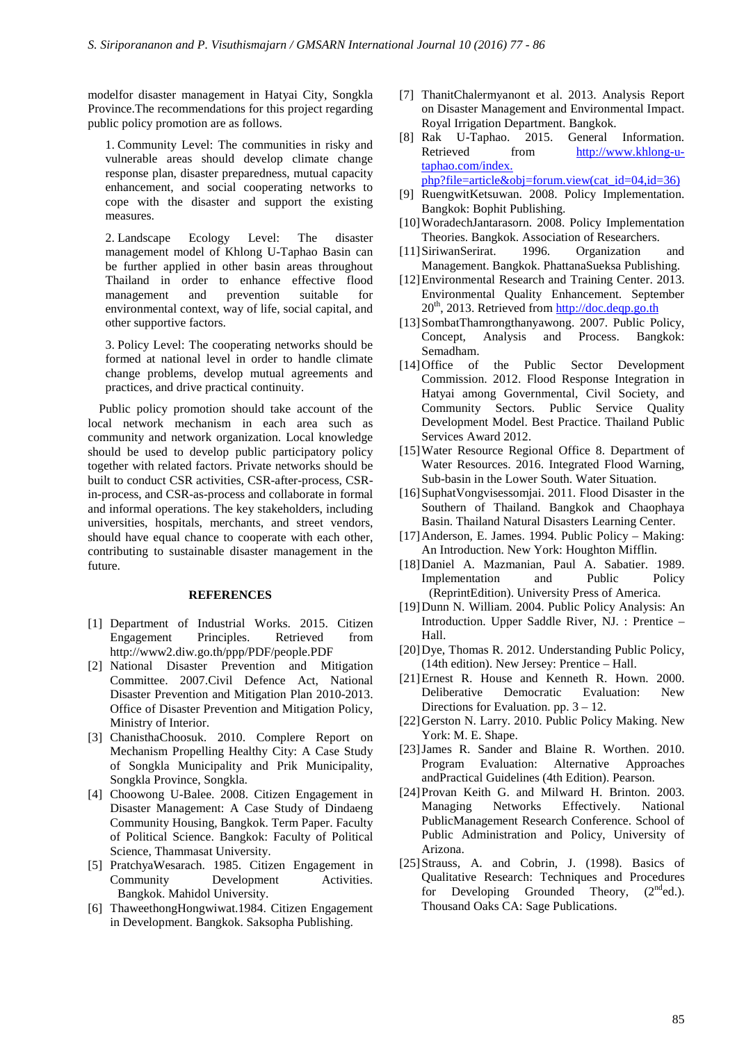modelfor disaster management in Hatyai City, Songkla Province.The recommendations for this project regarding public policy promotion are as follows.

1. Community Level: The communities in risky and vulnerable areas should develop climate change response plan, disaster preparedness, mutual capacity enhancement, and social cooperating networks to cope with the disaster and support the existing measures.

2. Landscape Ecology Level: The disaster management model of Khlong U-Taphao Basin can be further applied in other basin areas throughout Thailand in order to enhance effective flood management and prevention suitable for environmental context, way of life, social capital, and other supportive factors.

3. Policy Level: The cooperating networks should be formed at national level in order to handle climate change problems, develop mutual agreements and practices, and drive practical continuity.

Public policy promotion should take account of the local network mechanism in each area such as community and network organization. Local knowledge should be used to develop public participatory policy together with related factors. Private networks should be built to conduct CSR activities, CSR-after-process, CSR-in-process, and CSR-as-process and collaborate in formal and informal operations. The key stakeholders, including universities, hospitals, merchants, and street vendors, should have equal chance to cooperate with each other, contributing to sustainable disaster management in the future.

## REFERENCES

[1] Department of Industrial Works. 2015. Citizen Engagement Principles. Retrieved from http://www2.diw.go.th/ppp/PDF/people.PDF

[2] National Disaster Prevention and Mitigation Committee. 2007.Civil Defence Act, National Disaster Prevention and Mitigation Plan 2010-2013. Office of Disaster Prevention and Mitigation Policy, Ministry of Interior.

[3] ChanisthaChoosuk. 2010. Complere Report on Mechanism Propelling Healthy City: A Case Study of Songkla Municipality and Prik Municipality, Songkla Province, Songkla.

[4] Choowong U-Balee. 2008. Citizen Engagement in Disaster Management: A Case Study of Dindaeng Community Housing, Bangkok. Term Paper. Faculty of Political Science. Bangkok: Faculty of Political Science, Thammasat University.

[5] PratchyaWesarach. 1985. Citizen Engagement in Community Development Activities. Bangkok. Mahidol University.

[6] ThaweethongHongwiwat.1984. Citizen Engagement in Development. Bangkok. Saksopha Publishing.

[7] ThanitChalermyanont et al. 2013. Analysis Report on Disaster Management and Environmental Impact. Royal Irrigation Department. Bangkok.

[8] Rak U-Taphao. 2015. General Information. Retrieved from http://www.khlong-u-taphao.com/index.php?file=article&obj=forum.view(cat_id=04,id=36)

[9] RuengwitKetsuwan. 2008. Policy Implementation. Bangkok: Bophit Publishing.

[10] WoradechJantarasorn. 2008. Policy Implementation Theories. Bangkok. Association of Researchers.

[11] SiriwanSerirat. 1996. Organization and Management. Bangkok. PhattanaSueksa Publishing.

[12] Environmental Research and Training Center. 2013. Environmental Quality Enhancement. September 20th, 2013. Retrieved from http://doc.deqp.go.th

[13] SombatThamrongthanyawong. 2007. Public Policy, Concept, Analysis and Process. Bangkok: Semadham.

[14] Office of the Public Sector Development Commission. 2012. Flood Response Integration in Hatyai among Governmental, Civil Society, and Community Sectors. Public Service Quality Development Model. Best Practice. Thailand Public Services Award 2012.

[15] Water Resource Regional Office 8. Department of Water Resources. 2016. Integrated Flood Warning, Sub-basin in the Lower South. Water Situation.

[16] SuphatVongvisessomjai. 2011. Flood Disaster in the Southern of Thailand. Bangkok and Chaophaya Basin. Thailand Natural Disasters Learning Center.

[17] Anderson, E. James. 1994. Public Policy – Making: An Introduction. New York: Houghton Mifflin.

[18] Daniel A. Mazmanian, Paul A. Sabatier. 1989. Implementation and Public Policy (ReprintEdition). University Press of America.

[19] Dunn N. William. 2004. Public Policy Analysis: An Introduction. Upper Saddle River, NJ. : Prentice – Hall.

[20] Dye, Thomas R. 2012. Understanding Public Policy, (14th edition). New Jersey: Prentice – Hall.

[21] Ernest R. House and Kenneth R. Hown. 2000. Deliberative Democratic Evaluation: New Directions for Evaluation. pp. 3 – 12.

[22] Gerston N. Larry. 2010. Public Policy Making. New York: M. E. Shape.

[23] James R. Sander and Blaine R. Worthen. 2010. Program Evaluation: Alternative Approaches andPractical Guidelines (4th Edition). Pearson.

[24] Provan Keith G. and Milward H. Brinton. 2003. Managing Networks Effectively. National PublicManagement Research Conference. School of Public Administration and Policy, University of Arizona.

[25] Strauss, A. and Cobrin, J. (1998). Basics of Qualitative Research: Techniques and Procedures for Developing Grounded Theory, (2nd ed.). Thousand Oaks CA: Sage Publications.